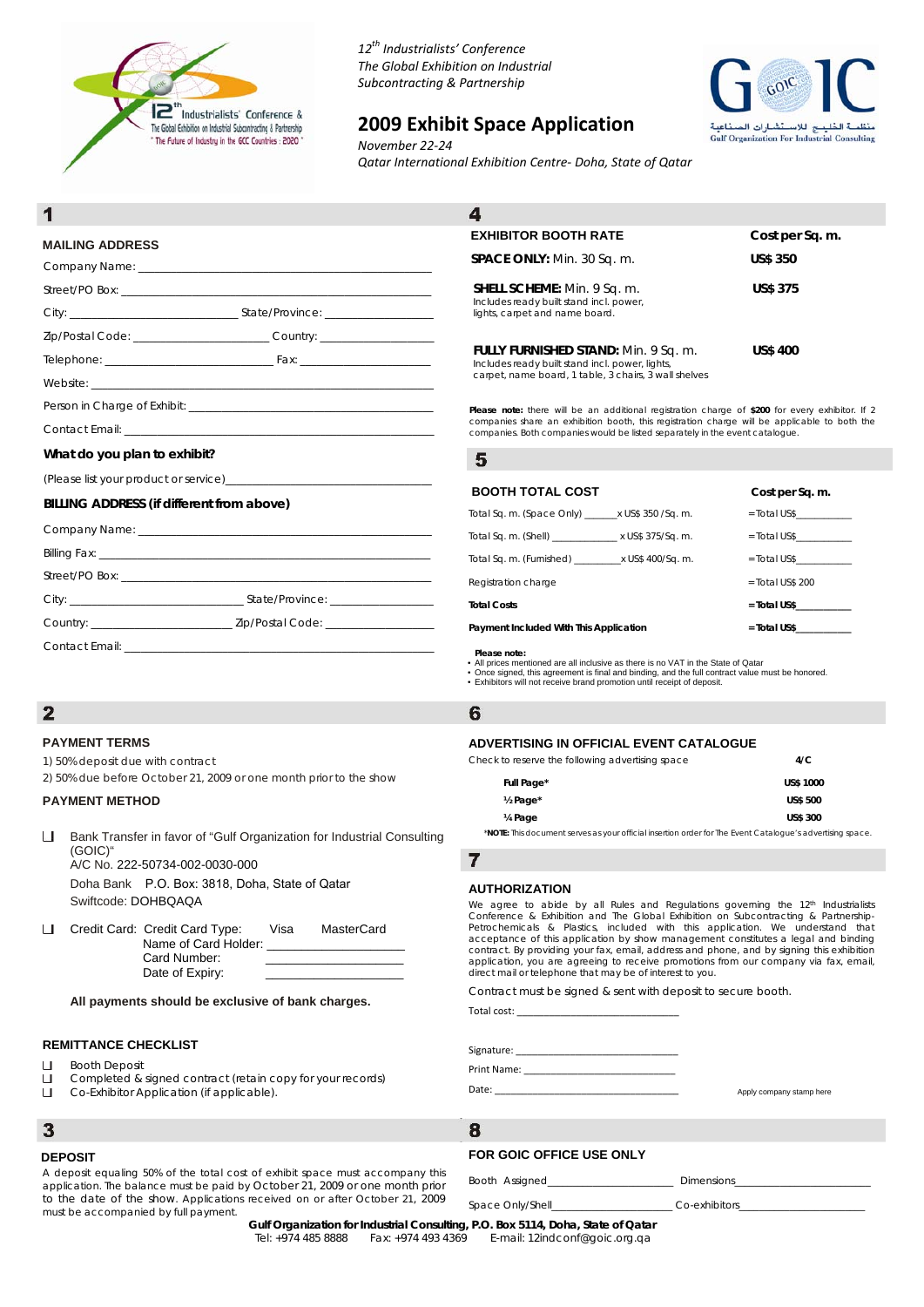*12th Industrialists' Conference*
*The Global Exhibition on Industrial Subcontracting & Partnership*

# 2009 Exhibit Space Application

*November 22-24*
*Qatar International Exhibition Centre- Doha, State of Qatar*

## 1

### MAILING ADDRESS

Company Name: ___________________________________________

Street/PO Box: ___________________________________________

City: _______________________ State/Province: ________________

Zip/Postal Code: ___________________ Country: ________________

Telephone: ______________________ Fax: ____________________

Website: _______________________________________________

Person in Charge of Exhibit: ______________________________

Contact Email: ___________________________________________

**What do you plan to exhibit?**

(Please list your product or service)______________________________

**BILLING ADDRESS (if different from above)**

Company Name: ___________________________________________

Billing Fax: ______________________________________________

Street/PO Box: ___________________________________________

City: _______________________ State/Province: ________________

Country: ____________________ Zip/Postal Code: ________________

Contact Email: ___________________________________________

## 2

### PAYMENT TERMS

1) 50% deposit due with contract
2) 50% due before October 21, 2009 or one month prior to the show

### PAYMENT METHOD

☐ Bank Transfer in favor of "Gulf Organization for Industrial Consulting (GOIC)"
A/C No. 222-50734-002-0030-000
Doha Bank P.O. Box: 3818, Doha, State of Qatar
Swiftcode: DOHBQAQA

☐ Credit Card: Credit Card Type: Visa MasterCard
Name of Card Holder: ____________________
Card Number: ____________________
Date of Expiry: ____________________

**All payments should be exclusive of bank charges.**

### REMITTANCE CHECKLIST

☐ Booth Deposit
☐ Completed & signed contract (retain copy for your records)
☐ Co-Exhibitor Application (if applicable).

## 3

### DEPOSIT

A deposit equaling 50% of the total cost of exhibit space must accompany this application. The balance must be paid by October 21, 2009 or one month prior to the date of the show. Applications received on or after October 21, 2009 must be accompanied by full payment.

## 4

| EXHIBITOR BOOTH RATE | Cost per Sq. m. |
|---|---|
| **SPACE ONLY:** Min. 30 Sq. m. | **US$ 350** |
| **SHELL SCHEME:** Min. 9 Sq. m. Includes ready built stand incl. power, lights, carpet and name board. | **US$ 375** |
| **FULLY FURNISHED STAND:** Min. 9 Sq. m. Includes ready built stand incl. power, lights, carpet, name board, 1 table, 3 chairs, 3 wall shelves | **US$ 400** |

**Please note:** there will be an additional registration charge of **$200** for every exhibitor. If 2 companies share an exhibition booth, this registration charge will be applicable to both the companies. Both companies would be listed separately in the event catalogue.

## 5

| BOOTH TOTAL COST | Cost per Sq. m. |
|---|---|
| Total Sq. m. (Space Only) ______x US$ 350 /Sq. m. | = Total US$__________ |
| Total Sq. m. (Shell) ____________ x US$ 375/Sq. m. | = Total US$__________ |
| Total Sq. m. (Furnished) ________x US$ 400/Sq. m. | = Total US$__________ |
| Registration charge | = Total US$ 200 |
| **Total Costs** | **= Total US$__________** |
| **Payment Included With This Application** | **= Total US$__________** |

**Please note:**
- All prices mentioned are all inclusive as there is no VAT in the State of Qatar
- Once signed, this agreement is final and binding, and the full contract value must be honored.
- Exhibitors will not receive brand promotion until receipt of deposit.

## 6

### ADVERTISING IN OFFICIAL EVENT CATALOGUE

| Check to reserve the following advertising space | 4/C |
|---|---|
| **Full Page*** | **US$ 1000** |
| **½ Page*** | **US$ 500** |
| **¼ Page** | **US$ 300** |

*NOTE: This document serves as your official insertion order for The Event Catalogue's advertising space.

## 7

### AUTHORIZATION

We agree to abide by all Rules and Regulations governing the 12th Industrialists Conference & Exhibition and The Global Exhibition on Subcontracting & Partnership-Petrochemicals & Plastics, included with this application. We understand that acceptance of this application by show management constitutes a legal and binding contract. By providing your fax, email, address and phone, and by signing this exhibition application, you are agreeing to receive promotions from our company via fax, email, direct mail or telephone that may be of interest to you.

Contract must be signed & sent with deposit to secure booth.

Total cost: ___________________________

Signature: ___________________________

Print Name: __________________________

Date: _______________________________

Apply company stamp here

## 8

### FOR GOIC OFFICE USE ONLY

Booth Assigned____________________ Dimensions____________________

Space Only/Shell____________________ Co-exhibitors____________________

**Gulf Organization for Industrial Consulting, P.O. Box 5114, Doha, State of Qatar**
Tel: +974 485 8888 Fax: +974 493 4369 E-mail: 12indconf@goic.org.qa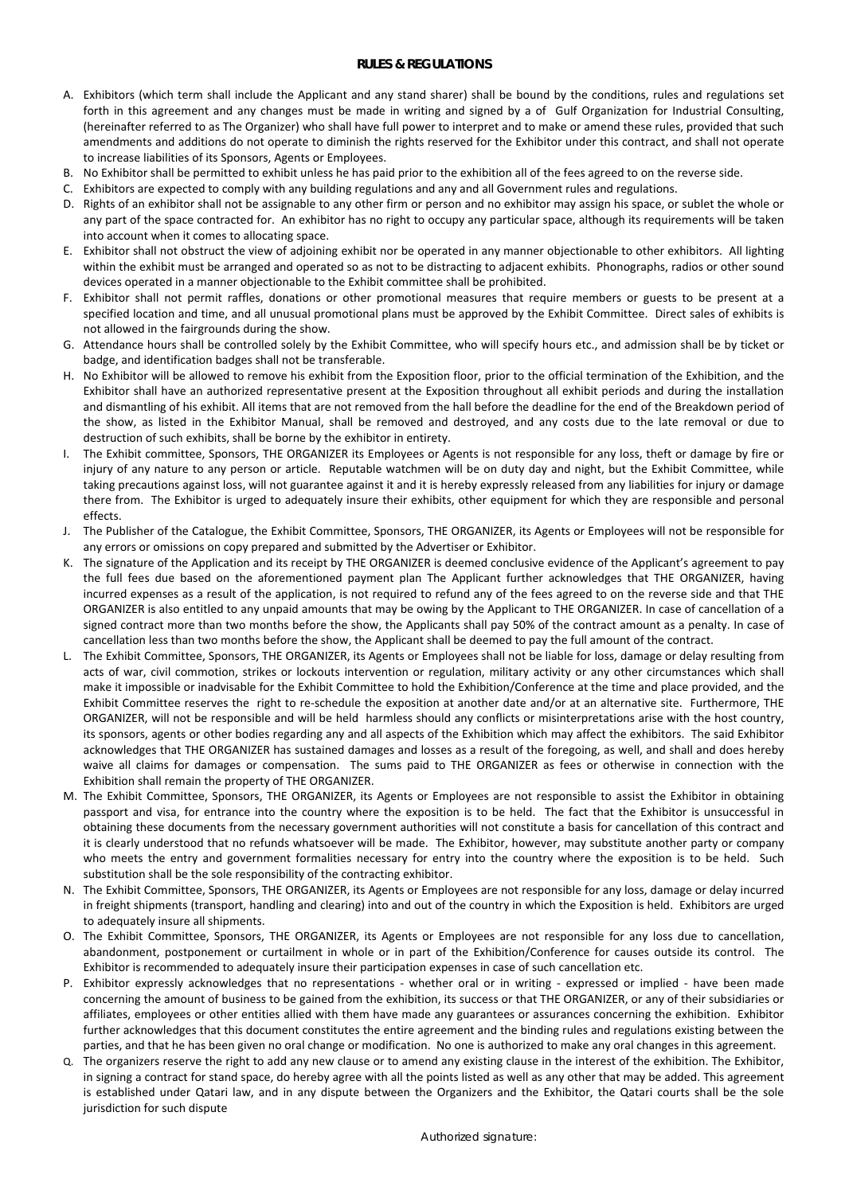**RULES & REGULATIONS**

A. Exhibitors (which term shall include the Applicant and any stand sharer) shall be bound by the conditions, rules and regulations set forth in this agreement and any changes must be made in writing and signed by a of Gulf Organization for Industrial Consulting, (hereinafter referred to as The Organizer) who shall have full power to interpret and to make or amend these rules, provided that such amendments and additions do not operate to diminish the rights reserved for the Exhibitor under this contract, and shall not operate to increase liabilities of its Sponsors, Agents or Employees.

B. No Exhibitor shall be permitted to exhibit unless he has paid prior to the exhibition all of the fees agreed to on the reverse side.

C. Exhibitors are expected to comply with any building regulations and any and all Government rules and regulations.

D. Rights of an exhibitor shall not be assignable to any other firm or person and no exhibitor may assign his space, or sublet the whole or any part of the space contracted for. An exhibitor has no right to occupy any particular space, although its requirements will be taken into account when it comes to allocating space.

E. Exhibitor shall not obstruct the view of adjoining exhibit nor be operated in any manner objectionable to other exhibitors. All lighting within the exhibit must be arranged and operated so as not to be distracting to adjacent exhibits. Phonographs, radios or other sound devices operated in a manner objectionable to the Exhibit committee shall be prohibited.

F. Exhibitor shall not permit raffles, donations or other promotional measures that require members or guests to be present at a specified location and time, and all unusual promotional plans must be approved by the Exhibit Committee. Direct sales of exhibits is not allowed in the fairgrounds during the show.

G. Attendance hours shall be controlled solely by the Exhibit Committee, who will specify hours etc., and admission shall be by ticket or badge, and identification badges shall not be transferable.

H. No Exhibitor will be allowed to remove his exhibit from the Exposition floor, prior to the official termination of the Exhibition, and the Exhibitor shall have an authorized representative present at the Exposition throughout all exhibit periods and during the installation and dismantling of his exhibit. All items that are not removed from the hall before the deadline for the end of the Breakdown period of the show, as listed in the Exhibitor Manual, shall be removed and destroyed, and any costs due to the late removal or due to destruction of such exhibits, shall be borne by the exhibitor in entirety.

I. The Exhibit committee, Sponsors, THE ORGANIZER its Employees or Agents is not responsible for any loss, theft or damage by fire or injury of any nature to any person or article. Reputable watchmen will be on duty day and night, but the Exhibit Committee, while taking precautions against loss, will not guarantee against it and it is hereby expressly released from any liabilities for injury or damage there from. The Exhibitor is urged to adequately insure their exhibits, other equipment for which they are responsible and personal effects.

J. The Publisher of the Catalogue, the Exhibit Committee, Sponsors, THE ORGANIZER, its Agents or Employees will not be responsible for any errors or omissions on copy prepared and submitted by the Advertiser or Exhibitor.

K. The signature of the Application and its receipt by THE ORGANIZER is deemed conclusive evidence of the Applicant's agreement to pay the full fees due based on the aforementioned payment plan The Applicant further acknowledges that THE ORGANIZER, having incurred expenses as a result of the application, is not required to refund any of the fees agreed to on the reverse side and that THE ORGANIZER is also entitled to any unpaid amounts that may be owing by the Applicant to THE ORGANIZER. In case of cancellation of a signed contract more than two months before the show, the Applicants shall pay 50% of the contract amount as a penalty. In case of cancellation less than two months before the show, the Applicant shall be deemed to pay the full amount of the contract.

L. The Exhibit Committee, Sponsors, THE ORGANIZER, its Agents or Employees shall not be liable for loss, damage or delay resulting from acts of war, civil commotion, strikes or lockouts intervention or regulation, military activity or any other circumstances which shall make it impossible or inadvisable for the Exhibit Committee to hold the Exhibition/Conference at the time and place provided, and the Exhibit Committee reserves the right to re-schedule the exposition at another date and/or at an alternative site. Furthermore, THE ORGANIZER, will not be responsible and will be held harmless should any conflicts or misinterpretations arise with the host country, its sponsors, agents or other bodies regarding any and all aspects of the Exhibition which may affect the exhibitors. The said Exhibitor acknowledges that THE ORGANIZER has sustained damages and losses as a result of the foregoing, as well, and shall and does hereby waive all claims for damages or compensation. The sums paid to THE ORGANIZER as fees or otherwise in connection with the Exhibition shall remain the property of THE ORGANIZER.

M. The Exhibit Committee, Sponsors, THE ORGANIZER, its Agents or Employees are not responsible to assist the Exhibitor in obtaining passport and visa, for entrance into the country where the exposition is to be held. The fact that the Exhibitor is unsuccessful in obtaining these documents from the necessary government authorities will not constitute a basis for cancellation of this contract and it is clearly understood that no refunds whatsoever will be made. The Exhibitor, however, may substitute another party or company who meets the entry and government formalities necessary for entry into the country where the exposition is to be held. Such substitution shall be the sole responsibility of the contracting exhibitor.

N. The Exhibit Committee, Sponsors, THE ORGANIZER, its Agents or Employees are not responsible for any loss, damage or delay incurred in freight shipments (transport, handling and clearing) into and out of the country in which the Exposition is held. Exhibitors are urged to adequately insure all shipments.

O. The Exhibit Committee, Sponsors, THE ORGANIZER, its Agents or Employees are not responsible for any loss due to cancellation, abandonment, postponement or curtailment in whole or in part of the Exhibition/Conference for causes outside its control. The Exhibitor is recommended to adequately insure their participation expenses in case of such cancellation etc.

P. Exhibitor expressly acknowledges that no representations - whether oral or in writing - expressed or implied - have been made concerning the amount of business to be gained from the exhibition, its success or that THE ORGANIZER, or any of their subsidiaries or affiliates, employees or other entities allied with them have made any guarantees or assurances concerning the exhibition. Exhibitor further acknowledges that this document constitutes the entire agreement and the binding rules and regulations existing between the parties, and that he has been given no oral change or modification. No one is authorized to make any oral changes in this agreement.

Q. The organizers reserve the right to add any new clause or to amend any existing clause in the interest of the exhibition. The Exhibitor, in signing a contract for stand space, do hereby agree with all the points listed as well as any other that may be added. This agreement is established under Qatari law, and in any dispute between the Organizers and the Exhibitor, the Qatari courts shall be the sole jurisdiction for such dispute

Authorized signature: